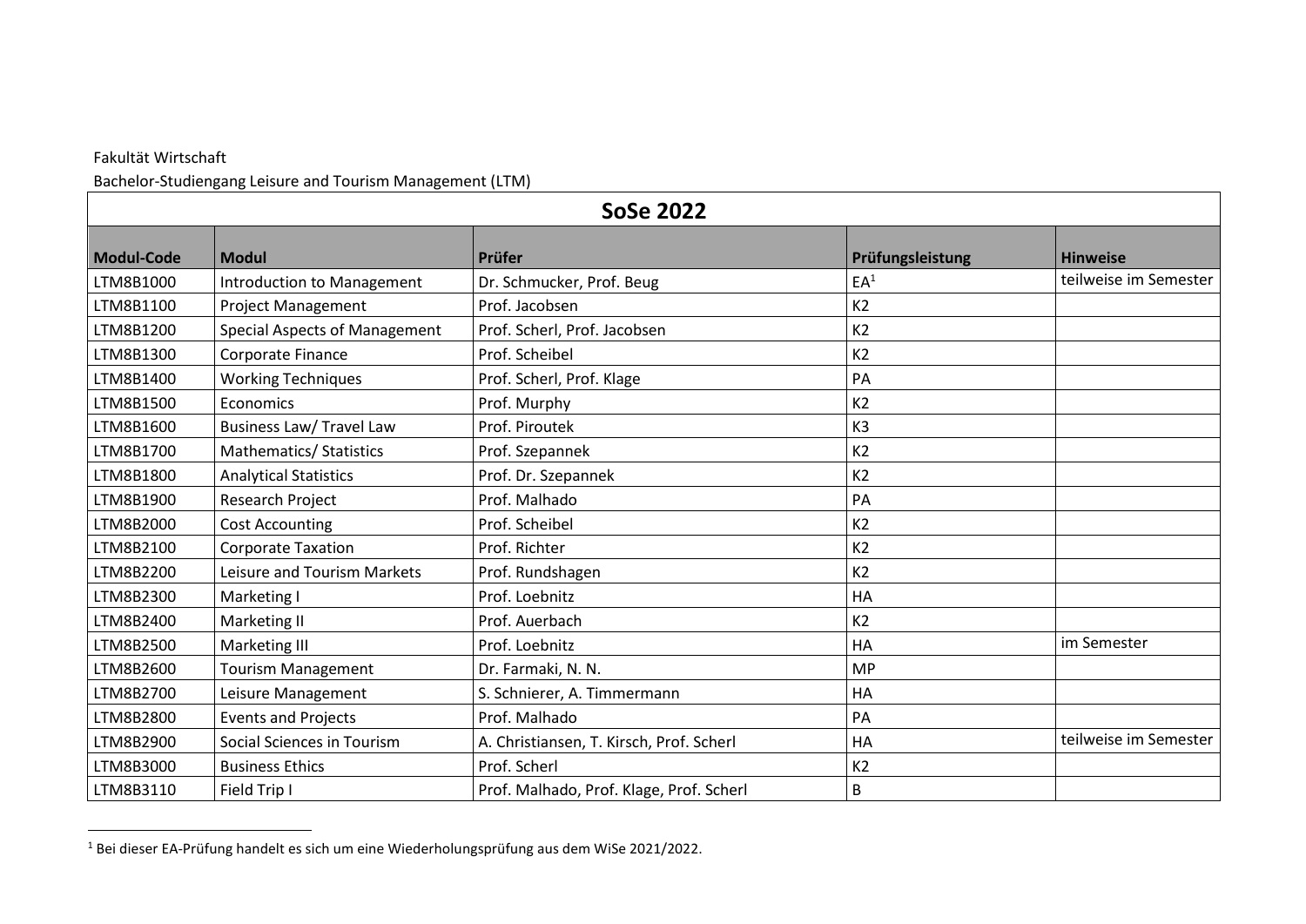Fakultät Wirtschaft

Bachelor-Studiengang Leisure and Tourism Management (LTM)

| SoSe 2022 | | | | |
|---|---|---|---|---|
| **Modul-Code** | **Modul** | **Prüfer** | **Prüfungsleistung** | **Hinweise** |
| LTM8B1000 | Introduction to Management | Dr. Schmucker, Prof. Beug | EA[1] | teilweise im Semester |
| LTM8B1100 | Project Management | Prof. Jacobsen | K2 | |
| LTM8B1200 | Special Aspects of Management | Prof. Scherl, Prof. Jacobsen | K2 | |
| LTM8B1300 | Corporate Finance | Prof. Scheibel | K2 | |
| LTM8B1400 | Working Techniques | Prof. Scherl, Prof. Klage | PA | |
| LTM8B1500 | Economics | Prof. Murphy | K2 | |
| LTM8B1600 | Business Law/ Travel Law | Prof. Piroutek | K3 | |
| LTM8B1700 | Mathematics/ Statistics | Prof. Szepannek | K2 | |
| LTM8B1800 | Analytical Statistics | Prof. Dr. Szepannek | K2 | |
| LTM8B1900 | Research Project | Prof. Malhado | PA | |
| LTM8B2000 | Cost Accounting | Prof. Scheibel | K2 | |
| LTM8B2100 | Corporate Taxation | Prof. Richter | K2 | |
| LTM8B2200 | Leisure and Tourism Markets | Prof. Rundshagen | K2 | |
| LTM8B2300 | Marketing I | Prof. Loebnitz | HA | |
| LTM8B2400 | Marketing II | Prof. Auerbach | K2 | |
| LTM8B2500 | Marketing III | Prof. Loebnitz | HA | im Semester |
| LTM8B2600 | Tourism Management | Dr. Farmaki, N. N. | MP | |
| LTM8B2700 | Leisure Management | S. Schnierer, A. Timmermann | HA | |
| LTM8B2800 | Events and Projects | Prof. Malhado | PA | |
| LTM8B2900 | Social Sciences in Tourism | A. Christiansen, T. Kirsch, Prof. Scherl | HA | teilweise im Semester |
| LTM8B3000 | Business Ethics | Prof. Scherl | K2 | |
| LTM8B3110 | Field Trip I | Prof. Malhado, Prof. Klage, Prof. Scherl | B | |

[1] Bei dieser EA-Prüfung handelt es sich um eine Wiederholungsprüfung aus dem WiSe 2021/2022.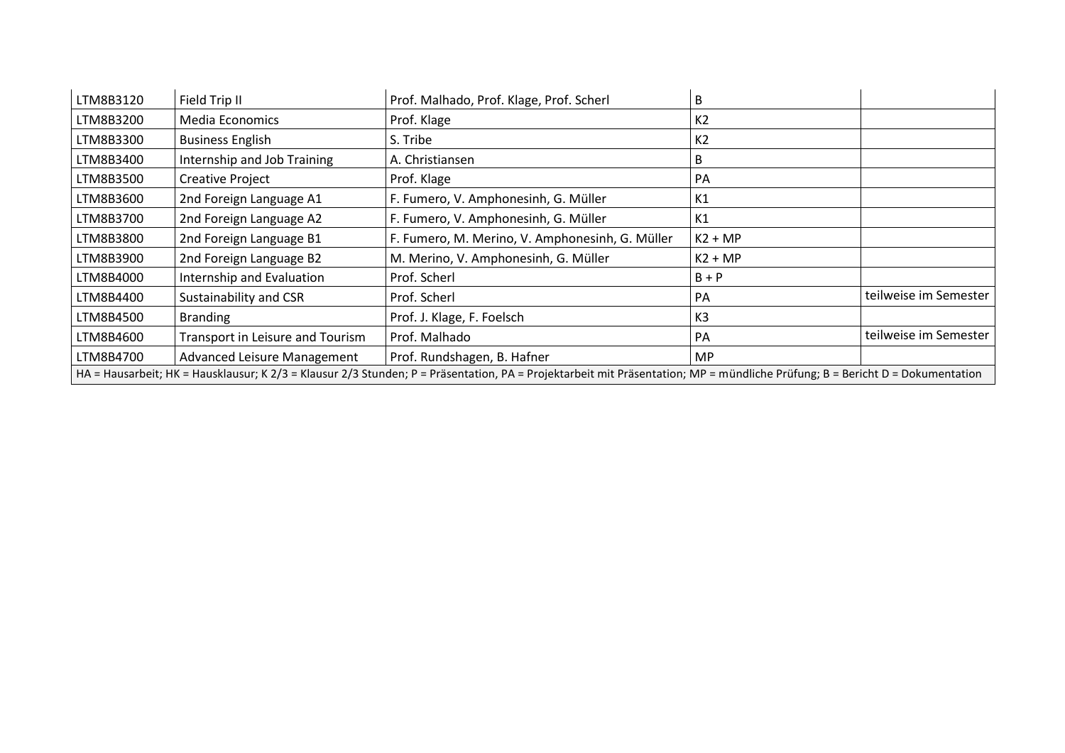| | | | | |
|---|---|---|---|---|
| LTM8B3120 | Field Trip II | Prof. Malhado, Prof. Klage, Prof. Scherl | B | |
| LTM8B3200 | Media Economics | Prof. Klage | K2 | |
| LTM8B3300 | Business English | S. Tribe | K2 | |
| LTM8B3400 | Internship and Job Training | A. Christiansen | B | |
| LTM8B3500 | Creative Project | Prof. Klage | PA | |
| LTM8B3600 | 2nd Foreign Language A1 | F. Fumero, V. Amphonesinh, G. Müller | K1 | |
| LTM8B3700 | 2nd Foreign Language A2 | F. Fumero, V. Amphonesinh, G. Müller | K1 | |
| LTM8B3800 | 2nd Foreign Language B1 | F. Fumero, M. Merino, V. Amphonesinh, G. Müller | K2 + MP | |
| LTM8B3900 | 2nd Foreign Language B2 | M. Merino, V. Amphonesinh, G. Müller | K2 + MP | |
| LTM8B4000 | Internship and Evaluation | Prof. Scherl | B + P | |
| LTM8B4400 | Sustainability and CSR | Prof. Scherl | PA | teilweise im Semester |
| LTM8B4500 | Branding | Prof. J. Klage, F. Foelsch | K3 | |
| LTM8B4600 | Transport in Leisure and Tourism | Prof. Malhado | PA | teilweise im Semester |
| LTM8B4700 | Advanced Leisure Management | Prof. Rundshagen, B. Hafner | MP | |
| HA = Hausarbeit; HK = Hausklausur; K 2/3 = Klausur 2/3 Stunden; P = Präsentation, PA = Projektarbeit mit Präsentation; MP = mündliche Prüfung; B = Bericht D = Dokumentation | | | | |